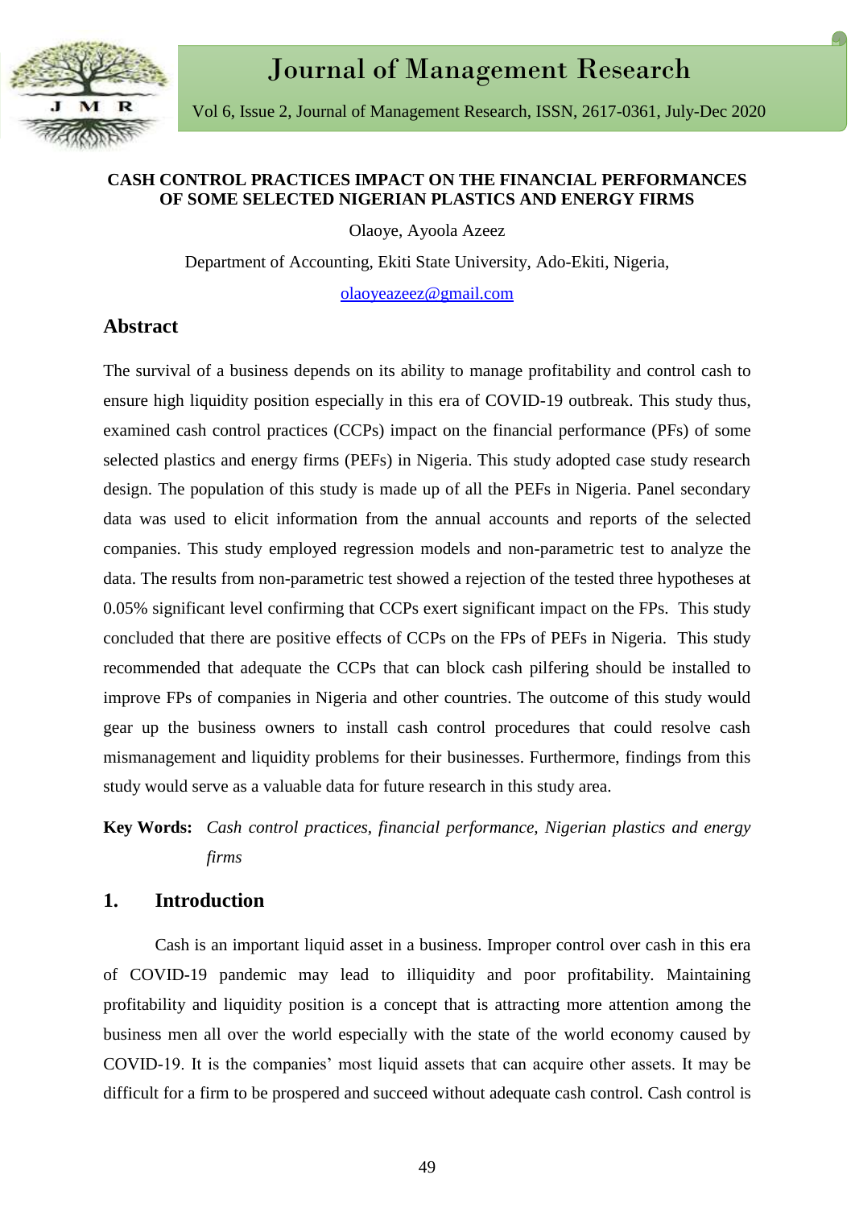# CASH CONTROL PRACTICES IMPACT ON THE FINANCIAL PERFORMANCES OF SOME SELECTED NIGERIAN PLASTICS AND ENERGY FIRMS

Olaoye, Ayoola Azeez

Department of Accounting, Ekiti State University, Ado-Ekiti, Nigeria,

olaoyeazeez@gmail.com

## Abstract

The survival of a business depends on its ability to manage profitability and control cash to ensure high liquidity position especially in this era of COVID-19 outbreak. This study thus, examined cash control practices (CCPs) impact on the financial performance (PFs) of some selected plastics and energy firms (PEFs) in Nigeria. This study adopted case study research design. The population of this study is made up of all the PEFs in Nigeria. Panel secondary data was used to elicit information from the annual accounts and reports of the selected companies. This study employed regression models and non-parametric test to analyze the data. The results from non-parametric test showed a rejection of the tested three hypotheses at 0.05% significant level confirming that CCPs exert significant impact on the FPs. This study concluded that there are positive effects of CCPs on the FPs of PEFs in Nigeria. This study recommended that adequate the CCPs that can block cash pilfering should be installed to improve FPs of companies in Nigeria and other countries. The outcome of this study would gear up the business owners to install cash control procedures that could resolve cash mismanagement and liquidity problems for their businesses. Furthermore, findings from this study would serve as a valuable data for future research in this study area.

**Key Words:** *Cash control practices, financial performance, Nigerian plastics and energy firms*

## 1. Introduction

Cash is an important liquid asset in a business. Improper control over cash in this era of COVID-19 pandemic may lead to illiquidity and poor profitability. Maintaining profitability and liquidity position is a concept that is attracting more attention among the business men all over the world especially with the state of the world economy caused by COVID-19. It is the companies' most liquid assets that can acquire other assets. It may be difficult for a firm to be prospered and succeed without adequate cash control. Cash control is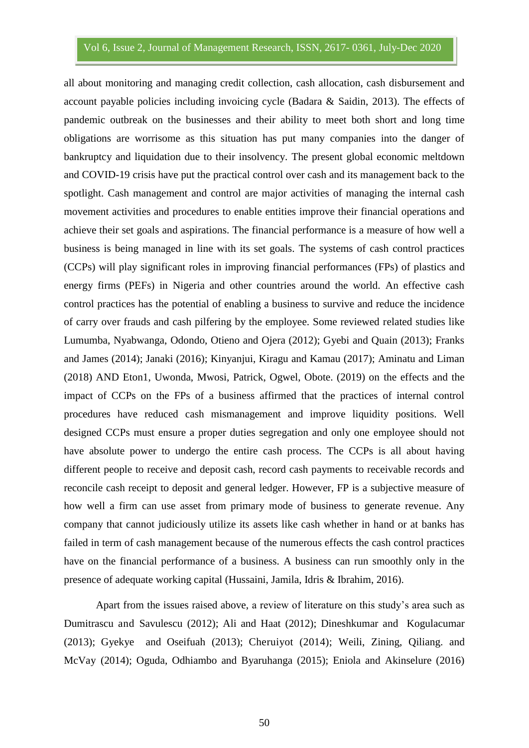all about monitoring and managing credit collection, cash allocation, cash disbursement and account payable policies including invoicing cycle (Badara & Saidin, 2013). The effects of pandemic outbreak on the businesses and their ability to meet both short and long time obligations are worrisome as this situation has put many companies into the danger of bankruptcy and liquidation due to their insolvency. The present global economic meltdown and COVID-19 crisis have put the practical control over cash and its management back to the spotlight. Cash management and control are major activities of managing the internal cash movement activities and procedures to enable entities improve their financial operations and achieve their set goals and aspirations. The financial performance is a measure of how well a business is being managed in line with its set goals. The systems of cash control practices (CCPs) will play significant roles in improving financial performances (FPs) of plastics and energy firms (PEFs) in Nigeria and other countries around the world. An effective cash control practices has the potential of enabling a business to survive and reduce the incidence of carry over frauds and cash pilfering by the employee. Some reviewed related studies like Lumumba, Nyabwanga, Odondo, Otieno and Ojera (2012); Gyebi and Quain (2013); Franks and James (2014); Janaki (2016); Kinyanjui, Kiragu and Kamau (2017); Aminatu and Liman (2018) AND Eton1, Uwonda, Mwosi, Patrick, Ogwel, Obote. (2019) on the effects and the impact of CCPs on the FPs of a business affirmed that the practices of internal control procedures have reduced cash mismanagement and improve liquidity positions. Well designed CCPs must ensure a proper duties segregation and only one employee should not have absolute power to undergo the entire cash process. The CCPs is all about having different people to receive and deposit cash, record cash payments to receivable records and reconcile cash receipt to deposit and general ledger. However, FP is a subjective measure of how well a firm can use asset from primary mode of business to generate revenue. Any company that cannot judiciously utilize its assets like cash whether in hand or at banks has failed in term of cash management because of the numerous effects the cash control practices have on the financial performance of a business. A business can run smoothly only in the presence of adequate working capital (Hussaini, Jamila, Idris & Ibrahim, 2016).

Apart from the issues raised above, a review of literature on this study's area such as Dumitrascu and Savulescu (2012); Ali and Haat (2012); Dineshkumar and Kogulacumar (2013); Gyekye and Oseifuah (2013); Cheruiyot (2014); Weili, Zining, Qiliang. and McVay (2014); Oguda, Odhiambo and Byaruhanga (2015); Eniola and Akinselure (2016)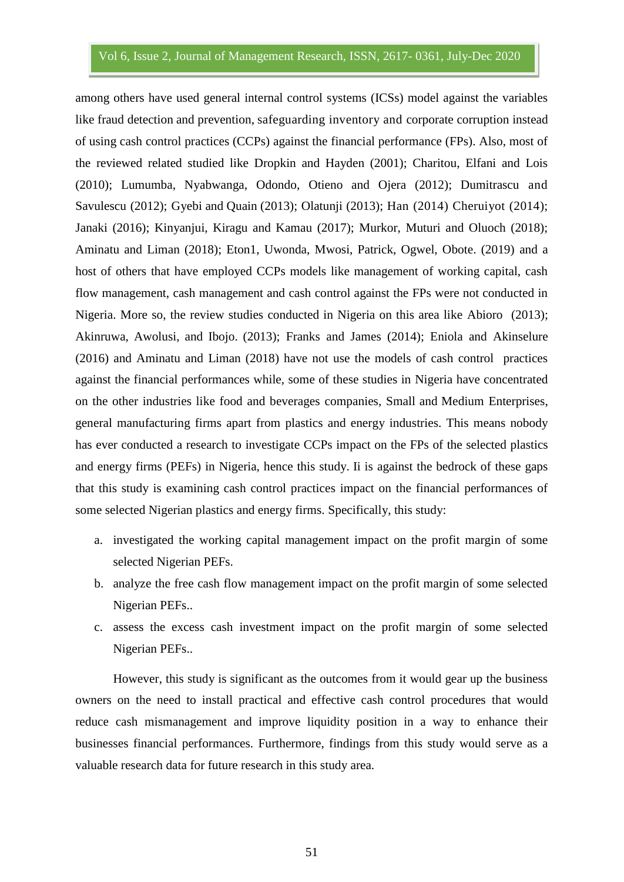among others have used general internal control systems (ICSs) model against the variables like fraud detection and prevention, safeguarding inventory and corporate corruption instead of using cash control practices (CCPs) against the financial performance (FPs). Also, most of the reviewed related studied like Dropkin and Hayden (2001); Charitou, Elfani and Lois (2010); Lumumba, Nyabwanga, Odondo, Otieno and Ojera (2012); Dumitrascu and Savulescu (2012); Gyebi and Quain (2013); Olatunji (2013); Han (2014) Cheruiyot (2014); Janaki (2016); Kinyanjui, Kiragu and Kamau (2017); Murkor, Muturi and Oluoch (2018); Aminatu and Liman (2018); Eton1, Uwonda, Mwosi, Patrick, Ogwel, Obote. (2019) and a host of others that have employed CCPs models like management of working capital, cash flow management, cash management and cash control against the FPs were not conducted in Nigeria. More so, the review studies conducted in Nigeria on this area like Abioro (2013); Akinruwa, Awolusi, and Ibojo. (2013); Franks and James (2014); Eniola and Akinselure (2016) and Aminatu and Liman (2018) have not use the models of cash control practices against the financial performances while, some of these studies in Nigeria have concentrated on the other industries like food and beverages companies, Small and Medium Enterprises, general manufacturing firms apart from plastics and energy industries. This means nobody has ever conducted a research to investigate CCPs impact on the FPs of the selected plastics and energy firms (PEFs) in Nigeria, hence this study. Ii is against the bedrock of these gaps that this study is examining cash control practices impact on the financial performances of some selected Nigerian plastics and energy firms. Specifically, this study:

a. investigated the working capital management impact on the profit margin of some selected Nigerian PEFs.
b. analyze the free cash flow management impact on the profit margin of some selected Nigerian PEFs..
c. assess the excess cash investment impact on the profit margin of some selected Nigerian PEFs..

However, this study is significant as the outcomes from it would gear up the business owners on the need to install practical and effective cash control procedures that would reduce cash mismanagement and improve liquidity position in a way to enhance their businesses financial performances. Furthermore, findings from this study would serve as a valuable research data for future research in this study area.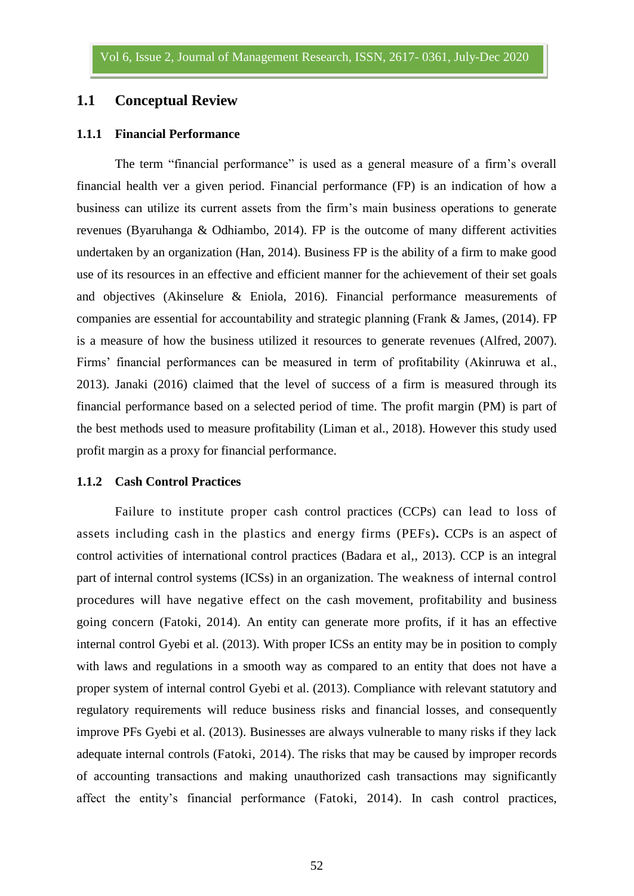## 1.1 Conceptual Review

### 1.1.1 Financial Performance

The term "financial performance" is used as a general measure of a firm's overall financial health ver a given period. Financial performance (FP) is an indication of how a business can utilize its current assets from the firm's main business operations to generate revenues (Byaruhanga & Odhiambo, 2014). FP is the outcome of many different activities undertaken by an organization (Han, 2014). Business FP is the ability of a firm to make good use of its resources in an effective and efficient manner for the achievement of their set goals and objectives (Akinselure & Eniola, 2016). Financial performance measurements of companies are essential for accountability and strategic planning (Frank & James, (2014). FP is a measure of how the business utilized it resources to generate revenues (Alfred, 2007). Firms' financial performances can be measured in term of profitability (Akinruwa et al., 2013). Janaki (2016) claimed that the level of success of a firm is measured through its financial performance based on a selected period of time. The profit margin (PM) is part of the best methods used to measure profitability (Liman et al., 2018). However this study used profit margin as a proxy for financial performance.

### 1.1.2 Cash Control Practices

Failure to institute proper cash control practices (CCPs) can lead to loss of assets including cash in the plastics and energy firms (PEFs)**.** CCPs is an aspect of control activities of international control practices (Badara et al,, 2013). CCP is an integral part of internal control systems (ICSs) in an organization. The weakness of internal control procedures will have negative effect on the cash movement, profitability and business going concern (Fatoki, 2014). An entity can generate more profits, if it has an effective internal control Gyebi et al. (2013). With proper ICSs an entity may be in position to comply with laws and regulations in a smooth way as compared to an entity that does not have a proper system of internal control Gyebi et al. (2013). Compliance with relevant statutory and regulatory requirements will reduce business risks and financial losses, and consequently improve PFs Gyebi et al. (2013). Businesses are always vulnerable to many risks if they lack adequate internal controls (Fatoki, 2014). The risks that may be caused by improper records of accounting transactions and making unauthorized cash transactions may significantly affect the entity's financial performance (Fatoki, 2014). In cash control practices,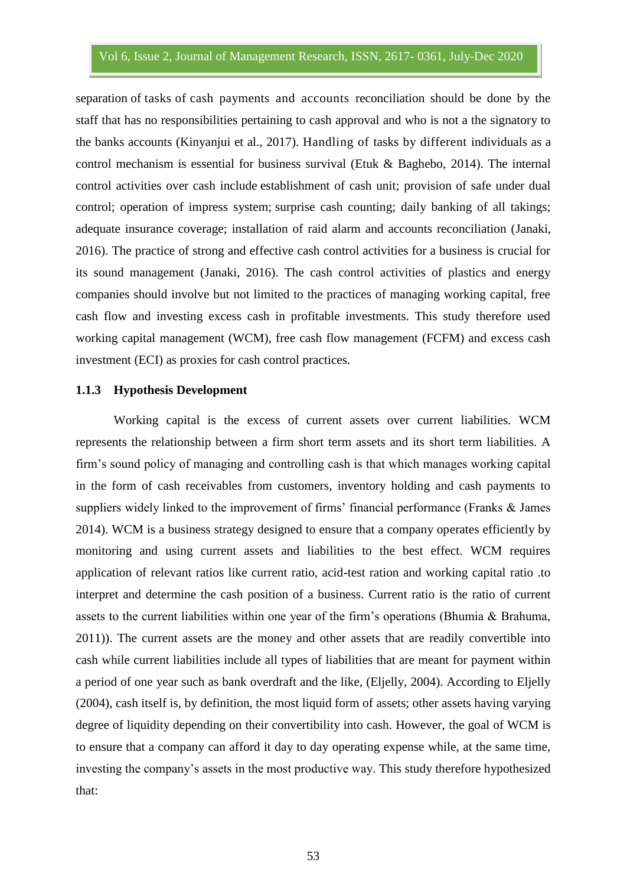separation of tasks of cash payments and accounts reconciliation should be done by the staff that has no responsibilities pertaining to cash approval and who is not a the signatory to the banks accounts (Kinyanjui et al., 2017). Handling of tasks by different individuals as a control mechanism is essential for business survival (Etuk & Baghebo, 2014). The internal control activities over cash include establishment of cash unit; provision of safe under dual control; operation of impress system; surprise cash counting; daily banking of all takings; adequate insurance coverage; installation of raid alarm and accounts reconciliation (Janaki, 2016). The practice of strong and effective cash control activities for a business is crucial for its sound management (Janaki, 2016). The cash control activities of plastics and energy companies should involve but not limited to the practices of managing working capital, free cash flow and investing excess cash in profitable investments. This study therefore used working capital management (WCM), free cash flow management (FCFM) and excess cash investment (ECI) as proxies for cash control practices.

### 1.1.3 Hypothesis Development

Working capital is the excess of current assets over current liabilities. WCM represents the relationship between a firm short term assets and its short term liabilities. A firm's sound policy of managing and controlling cash is that which manages working capital in the form of cash receivables from customers, inventory holding and cash payments to suppliers widely linked to the improvement of firms' financial performance (Franks & James 2014). WCM is a business strategy designed to ensure that a company operates efficiently by monitoring and using current assets and liabilities to the best effect. WCM requires application of relevant ratios like current ratio, acid-test ration and working capital ratio .to interpret and determine the cash position of a business. Current ratio is the ratio of current assets to the current liabilities within one year of the firm's operations (Bhumia & Brahuma, 2011)). The current assets are the money and other assets that are readily convertible into cash while current liabilities include all types of liabilities that are meant for payment within a period of one year such as bank overdraft and the like, (Eljelly, 2004). According to Eljelly (2004), cash itself is, by definition, the most liquid form of assets; other assets having varying degree of liquidity depending on their convertibility into cash. However, the goal of WCM is to ensure that a company can afford it day to day operating expense while, at the same time, investing the company's assets in the most productive way. This study therefore hypothesized that: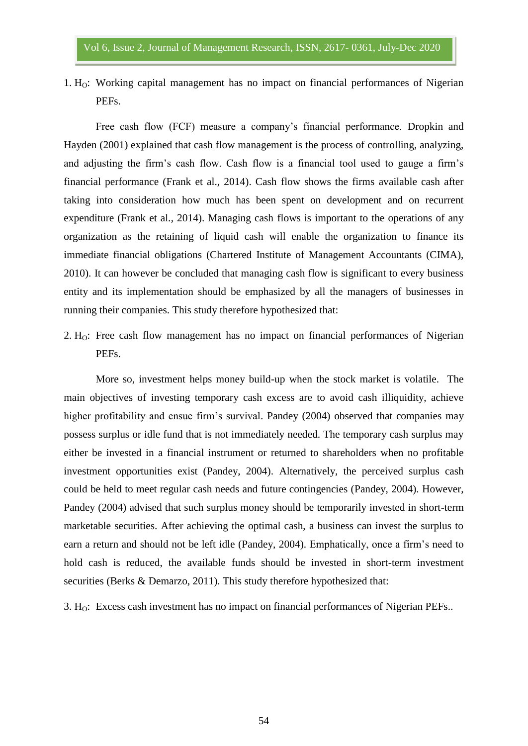1. $H_O$: Working capital management has no impact on financial performances of Nigerian PEFs.

Free cash flow (FCF) measure a company's financial performance. Dropkin and Hayden (2001) explained that cash flow management is the process of controlling, analyzing, and adjusting the firm's cash flow. Cash flow is a financial tool used to gauge a firm's financial performance (Frank et al., 2014). Cash flow shows the firms available cash after taking into consideration how much has been spent on development and on recurrent expenditure (Frank et al., 2014). Managing cash flows is important to the operations of any organization as the retaining of liquid cash will enable the organization to finance its immediate financial obligations (Chartered Institute of Management Accountants (CIMA), 2010). It can however be concluded that managing cash flow is significant to every business entity and its implementation should be emphasized by all the managers of businesses in running their companies. This study therefore hypothesized that:

2. $H_O$: Free cash flow management has no impact on financial performances of Nigerian PEFs.

More so, investment helps money build-up when the stock market is volatile. The main objectives of investing temporary cash excess are to avoid cash illiquidity, achieve higher profitability and ensue firm's survival. Pandey (2004) observed that companies may possess surplus or idle fund that is not immediately needed. The temporary cash surplus may either be invested in a financial instrument or returned to shareholders when no profitable investment opportunities exist (Pandey, 2004). Alternatively, the perceived surplus cash could be held to meet regular cash needs and future contingencies (Pandey, 2004). However, Pandey (2004) advised that such surplus money should be temporarily invested in short-term marketable securities. After achieving the optimal cash, a business can invest the surplus to earn a return and should not be left idle (Pandey, 2004). Emphatically, once a firm's need to hold cash is reduced, the available funds should be invested in short-term investment securities (Berks & Demarzo, 2011). This study therefore hypothesized that:

3. $H_O$: Excess cash investment has no impact on financial performances of Nigerian PEFs..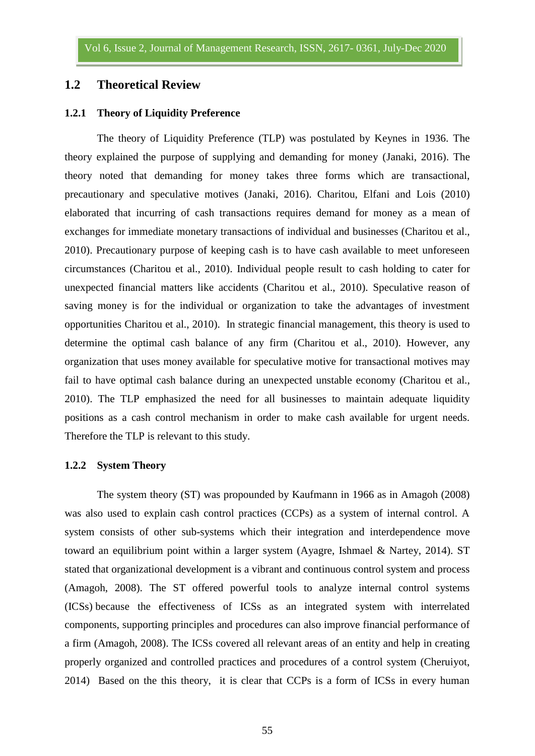## 1.2 Theoretical Review

### 1.2.1 Theory of Liquidity Preference

The theory of Liquidity Preference (TLP) was postulated by Keynes in 1936. The theory explained the purpose of supplying and demanding for money (Janaki, 2016). The theory noted that demanding for money takes three forms which are transactional, precautionary and speculative motives (Janaki, 2016). Charitou, Elfani and Lois (2010) elaborated that incurring of cash transactions requires demand for money as a mean of exchanges for immediate monetary transactions of individual and businesses (Charitou et al., 2010). Precautionary purpose of keeping cash is to have cash available to meet unforeseen circumstances (Charitou et al., 2010). Individual people result to cash holding to cater for unexpected financial matters like accidents (Charitou et al., 2010). Speculative reason of saving money is for the individual or organization to take the advantages of investment opportunities Charitou et al., 2010). In strategic financial management, this theory is used to determine the optimal cash balance of any firm (Charitou et al., 2010). However, any organization that uses money available for speculative motive for transactional motives may fail to have optimal cash balance during an unexpected unstable economy (Charitou et al., 2010). The TLP emphasized the need for all businesses to maintain adequate liquidity positions as a cash control mechanism in order to make cash available for urgent needs. Therefore the TLP is relevant to this study.

### 1.2.2 System Theory

The system theory (ST) was propounded by Kaufmann in 1966 as in Amagoh (2008) was also used to explain cash control practices (CCPs) as a system of internal control. A system consists of other sub-systems which their integration and interdependence move toward an equilibrium point within a larger system (Ayagre, Ishmael & Nartey, 2014). ST stated that organizational development is a vibrant and continuous control system and process (Amagoh, 2008). The ST offered powerful tools to analyze internal control systems (ICSs) because the effectiveness of ICSs as an integrated system with interrelated components, supporting principles and procedures can also improve financial performance of a firm (Amagoh, 2008). The ICSs covered all relevant areas of an entity and help in creating properly organized and controlled practices and procedures of a control system (Cheruiyot, 2014) Based on the this theory, it is clear that CCPs is a form of ICSs in every human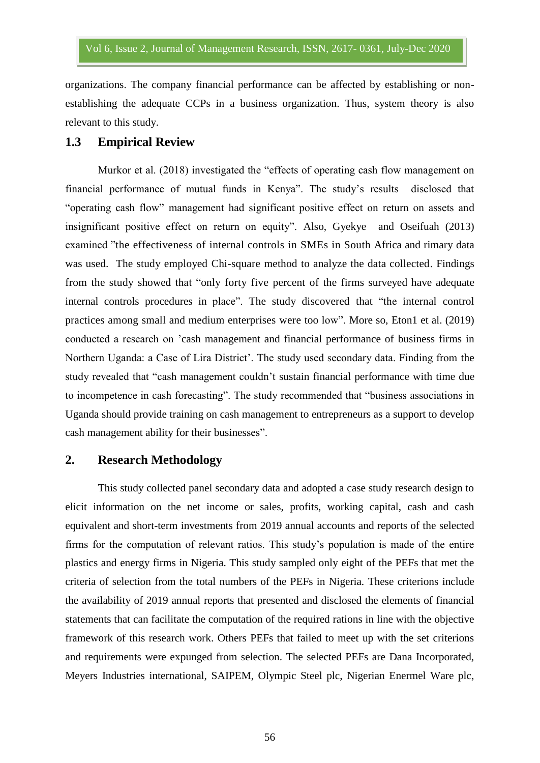organizations. The company financial performance can be affected by establishing or non-establishing the adequate CCPs in a business organization. Thus, system theory is also relevant to this study.

## 1.3 Empirical Review

Murkor et al. (2018) investigated the "effects of operating cash flow management on financial performance of mutual funds in Kenya". The study's results disclosed that "operating cash flow" management had significant positive effect on return on assets and insignificant positive effect on return on equity". Also, Gyekye and Oseifuah (2013) examined "the effectiveness of internal controls in SMEs in South Africa and rimary data was used. The study employed Chi-square method to analyze the data collected. Findings from the study showed that "only forty five percent of the firms surveyed have adequate internal controls procedures in place". The study discovered that "the internal control practices among small and medium enterprises were too low". More so, Eton1 et al. (2019) conducted a research on 'cash management and financial performance of business firms in Northern Uganda: a Case of Lira District'. The study used secondary data. Finding from the study revealed that "cash management couldn't sustain financial performance with time due to incompetence in cash forecasting". The study recommended that "business associations in Uganda should provide training on cash management to entrepreneurs as a support to develop cash management ability for their businesses".

## 2. Research Methodology

This study collected panel secondary data and adopted a case study research design to elicit information on the net income or sales, profits, working capital, cash and cash equivalent and short-term investments from 2019 annual accounts and reports of the selected firms for the computation of relevant ratios. This study's population is made of the entire plastics and energy firms in Nigeria. This study sampled only eight of the PEFs that met the criteria of selection from the total numbers of the PEFs in Nigeria. These criterions include the availability of 2019 annual reports that presented and disclosed the elements of financial statements that can facilitate the computation of the required rations in line with the objective framework of this research work. Others PEFs that failed to meet up with the set criterions and requirements were expunged from selection. The selected PEFs are Dana Incorporated, Meyers Industries international, SAIPEM, Olympic Steel plc, Nigerian Enermel Ware plc,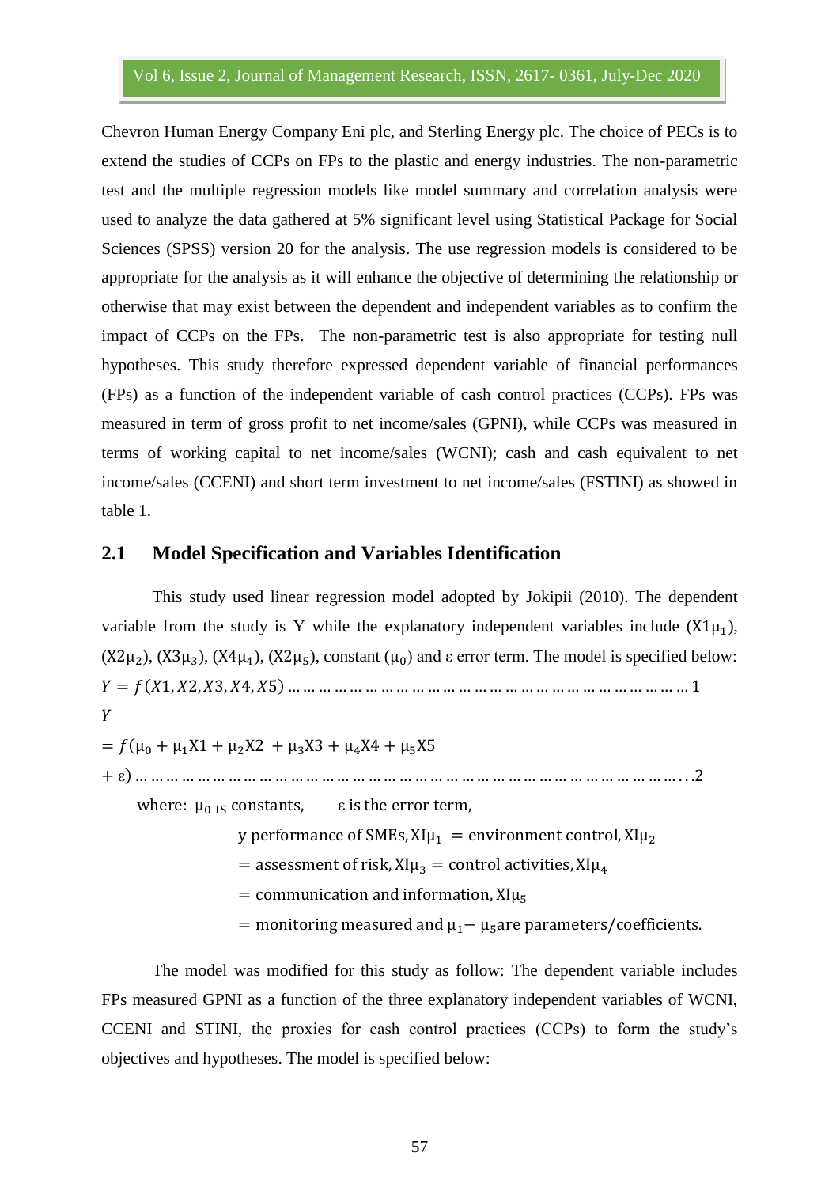Chevron Human Energy Company Eni plc, and Sterling Energy plc. The choice of PECs is to extend the studies of CCPs on FPs to the plastic and energy industries. The non-parametric test and the multiple regression models like model summary and correlation analysis were used to analyze the data gathered at 5% significant level using Statistical Package for Social Sciences (SPSS) version 20 for the analysis. The use regression models is considered to be appropriate for the analysis as it will enhance the objective of determining the relationship or otherwise that may exist between the dependent and independent variables as to confirm the impact of CCPs on the FPs. The non-parametric test is also appropriate for testing null hypotheses. This study therefore expressed dependent variable of financial performances (FPs) as a function of the independent variable of cash control practices (CCPs). FPs was measured in term of gross profit to net income/sales (GPNI), while CCPs was measured in terms of working capital to net income/sales (WCNI); cash and cash equivalent to net income/sales (CCENI) and short term investment to net income/sales (FSTINI) as showed in table 1.

## 2.1 Model Specification and Variables Identification

This study used linear regression model adopted by Jokipii (2010). The dependent variable from the study is Y while the explanatory independent variables include ($X1\mu_1$), ($X2\mu_2$), ($X3\mu_3$), ($X4\mu_4$), ($X2\mu_5$), constant ($\mu_0$) and ε error term. The model is specified below:

$$Y = f(X1, X2, X3, X4, X5) \ldots\ldots\ldots\ldots\ldots\ldots\ldots\ldots\ldots\ldots\ldots\ldots\ldots\ldots\ldots\ldots 1$$

$$Y = f(\mu_0 + \mu_1 X1 + \mu_2 X2 + \mu_3 X3 + \mu_4 X4 + \mu_5 X5 + \varepsilon) \ldots\ldots\ldots\ldots\ldots\ldots\ldots\ldots\ldots\ldots\ldots 2$$

where: $\mu_{0\ IS}$ constants, ε is the error term,

y performance of SMEs, $XI\mu_1$ = environment control, $XI\mu_2$ = assessment of risk, $XI\mu_3$ = control activities, $XI\mu_4$ = communication and information, $XI\mu_5$ = monitoring measured and $\mu_1 - \mu_5$ are parameters/coefficients.

The model was modified for this study as follow: The dependent variable includes FPs measured GPNI as a function of the three explanatory independent variables of WCNI, CCENI and STINI, the proxies for cash control practices (CCPs) to form the study's objectives and hypotheses. The model is specified below: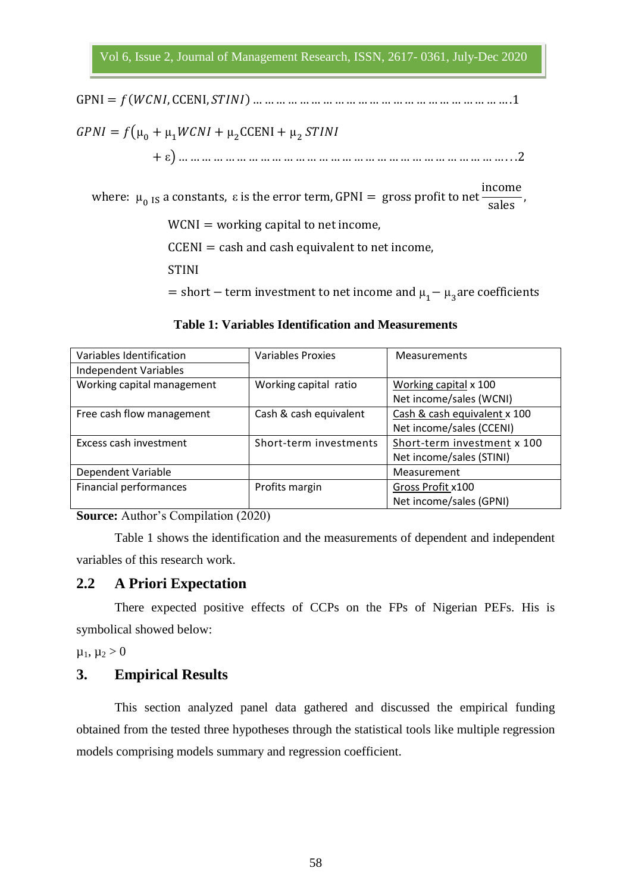$$\text{GPNI} = f(WCNI, \text{CCENI}, STINI) \ldots \ldots \ldots \ldots \ldots \ldots \ldots \ldots \ldots \ldots \ldots \ldots \ldots \ldots \ldots \ldots \ldots .1$$

$$GPNI = f\left(\mu_0 + \mu_1 WCNI + \mu_2 \text{CCENI} + \mu_2\ STINI + \varepsilon\right) \ldots \ldots \ldots \ldots \ldots \ldots \ldots \ldots \ldots \ldots \ldots \ldots \ldots \ldots \ldots \ldots \ldots \ldots \ldots \ldots \ldots ..2$$

where: $\mu_{0\ \text{IS}}$ a constants, $\varepsilon$ is the error term, $\text{GPNI} =$ gross profit to net $\frac{\text{income}}{\text{sales}}$,

$\text{WCNI} =$ working capital to net income,

$\text{CCENI} =$ cash and cash equivalent to net income,

STINI

$=$ short − term investment to net income and $\mu_1 - \mu_3$ are coefficients

**Table 1: Variables Identification and Measurements**

| Variables Identification | Variables Proxies | Measurements |
|---|---|---|
| Independent Variables | | |
| Working capital management | Working capital ratio | Working capital x 100 / Net income/sales (WCNI) |
| Free cash flow management | Cash & cash equivalent | Cash & cash equivalent x 100 / Net income/sales (CCENI) |
| Excess cash investment | Short-term investments | Short-term investment x 100 / Net income/sales (STINI) |
| Dependent Variable | | Measurement |
| Financial performances | Profits margin | Gross Profit x100 / Net income/sales (GPNI) |

**Source:** Author's Compilation (2020)

Table 1 shows the identification and the measurements of dependent and independent variables of this research work.

## 2.2 A Priori Expectation

There expected positive effects of CCPs on the FPs of Nigerian PEFs. His is symbolical showed below:

$\mu_1, \mu_2 > 0$

## 3. Empirical Results

This section analyzed panel data gathered and discussed the empirical funding obtained from the tested three hypotheses through the statistical tools like multiple regression models comprising models summary and regression coefficient.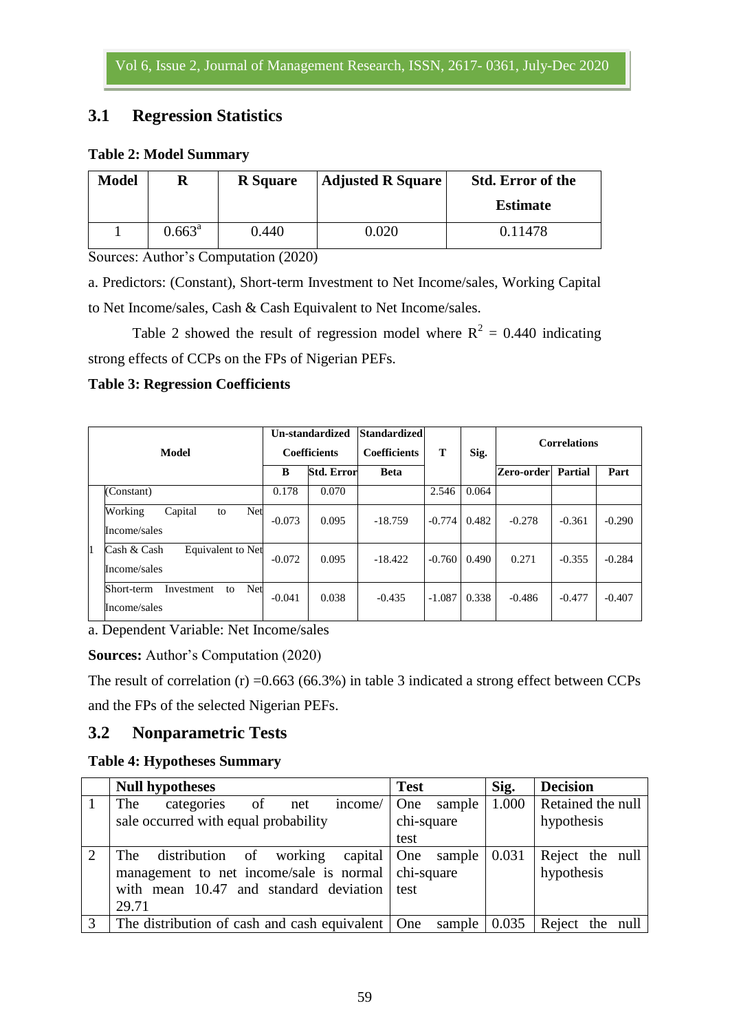## 3.1 Regression Statistics

**Table 2: Model Summary**

| Model | R | R Square | Adjusted R Square | Std. Error of the Estimate |
|---|---|---|---|---|
| 1 | 0.663[a] | 0.440 | 0.020 | 0.11478 |

Sources: Author's Computation (2020)

a. Predictors: (Constant), Short-term Investment to Net Income/sales, Working Capital to Net Income/sales, Cash & Cash Equivalent to Net Income/sales.

Table 2 showed the result of regression model where $R^2$ = 0.440 indicating strong effects of CCPs on the FPs of Nigerian PEFs.

**Table 3: Regression Coefficients**

| Model | | Un-standardized Coefficients | | Standardized Coefficients | T | Sig. | Correlations | | |
|---|---|---|---|---|---|---|---|---|---|
| | | B | Std. Error | Beta | | | Zero-order | Partial | Part |
| 1 | (Constant) | 0.178 | 0.070 | | 2.546 | 0.064 | | | |
| | Working Capital to Net Income/sales | -0.073 | 0.095 | -18.759 | -0.774 | 0.482 | -0.278 | -0.361 | -0.290 |
| | Cash & Cash Equivalent to Net Income/sales | -0.072 | 0.095 | -18.422 | -0.760 | 0.490 | 0.271 | -0.355 | -0.284 |
| | Short-term Investment to Net Income/sales | -0.041 | 0.038 | -0.435 | -1.087 | 0.338 | -0.486 | -0.477 | -0.407 |

a. Dependent Variable: Net Income/sales

**Sources:** Author's Computation (2020)

The result of correlation (r) =0.663 (66.3%) in table 3 indicated a strong effect between CCPs and the FPs of the selected Nigerian PEFs.

## 3.2 Nonparametric Tests

**Table 4: Hypotheses Summary**

| | Null hypotheses | Test | Sig. | Decision |
|---|---|---|---|---|
| 1 | The categories of net income/ sale occurred with equal probability | One sample chi-square test | 1.000 | Retained the null hypothesis |
| 2 | The distribution of working capital management to net income/sale is normal with mean 10.47 and standard deviation 29.71 | One sample chi-square test | 0.031 | Reject the null hypothesis |
| 3 | The distribution of cash and cash equivalent | One sample | 0.035 | Reject the null |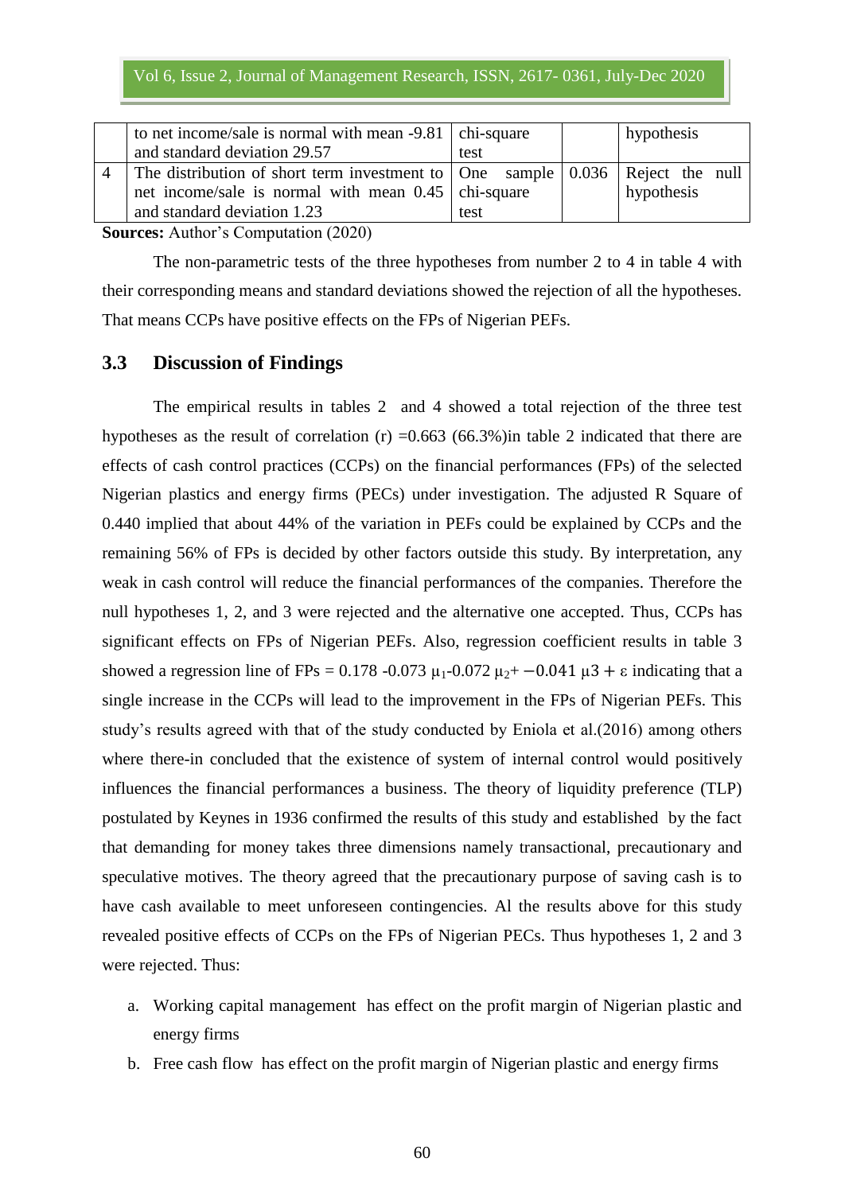|   | to net income/sale is normal with mean -9.81 and standard deviation 29.57 | chi-square test |   | hypothesis |
|---|---|---|---|---|
| 4 | The distribution of short term investment to net income/sale is normal with mean 0.45 and standard deviation 1.23 | One sample chi-square test | 0.036 | Reject the null hypothesis |

**Sources:** Author's Computation (2020)

The non-parametric tests of the three hypotheses from number 2 to 4 in table 4 with their corresponding means and standard deviations showed the rejection of all the hypotheses. That means CCPs have positive effects on the FPs of Nigerian PEFs.

### 3.3 Discussion of Findings

The empirical results in tables 2 and 4 showed a total rejection of the three test hypotheses as the result of correlation (r) =0.663 (66.3%)in table 2 indicated that there are effects of cash control practices (CCPs) on the financial performances (FPs) of the selected Nigerian plastics and energy firms (PECs) under investigation. The adjusted R Square of 0.440 implied that about 44% of the variation in PEFs could be explained by CCPs and the remaining 56% of FPs is decided by other factors outside this study. By interpretation, any weak in cash control will reduce the financial performances of the companies. Therefore the null hypotheses 1, 2, and 3 were rejected and the alternative one accepted. Thus, CCPs has significant effects on FPs of Nigerian PEFs. Also, regression coefficient results in table 3 showed a regression line of FPs = $0.178 - 0.073\,\mu_1 - 0.072\,\mu_2 + -0.041\,\mu 3 + \varepsilon$ indicating that a single increase in the CCPs will lead to the improvement in the FPs of Nigerian PEFs. This study's results agreed with that of the study conducted by Eniola et al.(2016) among others where there-in concluded that the existence of system of internal control would positively influences the financial performances a business. The theory of liquidity preference (TLP) postulated by Keynes in 1936 confirmed the results of this study and established by the fact that demanding for money takes three dimensions namely transactional, precautionary and speculative motives. The theory agreed that the precautionary purpose of saving cash is to have cash available to meet unforeseen contingencies. Al the results above for this study revealed positive effects of CCPs on the FPs of Nigerian PECs. Thus hypotheses 1, 2 and 3 were rejected. Thus:

a. Working capital management has effect on the profit margin of Nigerian plastic and energy firms
b. Free cash flow has effect on the profit margin of Nigerian plastic and energy firms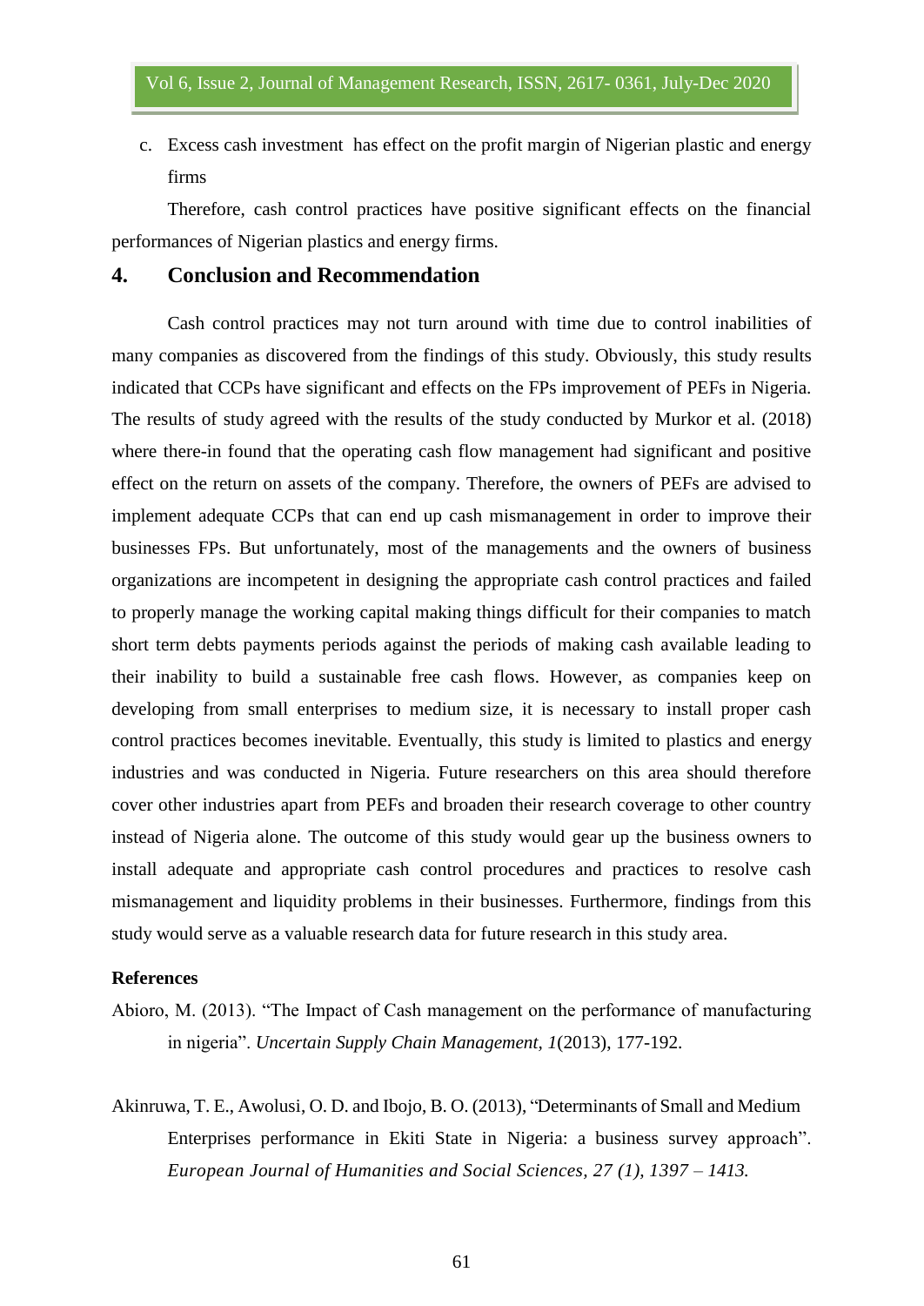c. Excess cash investment has effect on the profit margin of Nigerian plastic and energy firms

Therefore, cash control practices have positive significant effects on the financial performances of Nigerian plastics and energy firms.

## 4. Conclusion and Recommendation

Cash control practices may not turn around with time due to control inabilities of many companies as discovered from the findings of this study. Obviously, this study results indicated that CCPs have significant and effects on the FPs improvement of PEFs in Nigeria. The results of study agreed with the results of the study conducted by Murkor et al. (2018) where there-in found that the operating cash flow management had significant and positive effect on the return on assets of the company. Therefore, the owners of PEFs are advised to implement adequate CCPs that can end up cash mismanagement in order to improve their businesses FPs. But unfortunately, most of the managements and the owners of business organizations are incompetent in designing the appropriate cash control practices and failed to properly manage the working capital making things difficult for their companies to match short term debts payments periods against the periods of making cash available leading to their inability to build a sustainable free cash flows. However, as companies keep on developing from small enterprises to medium size, it is necessary to install proper cash control practices becomes inevitable. Eventually, this study is limited to plastics and energy industries and was conducted in Nigeria. Future researchers on this area should therefore cover other industries apart from PEFs and broaden their research coverage to other country instead of Nigeria alone. The outcome of this study would gear up the business owners to install adequate and appropriate cash control procedures and practices to resolve cash mismanagement and liquidity problems in their businesses. Furthermore, findings from this study would serve as a valuable research data for future research in this study area.

**References**

Abioro, M. (2013). "The Impact of Cash management on the performance of manufacturing in nigeria". *Uncertain Supply Chain Management, 1*(2013), 177-192.

Akinruwa, T. E., Awolusi, O. D. and Ibojo, B. O. (2013), "Determinants of Small and Medium Enterprises performance in Ekiti State in Nigeria: a business survey approach". *European Journal of Humanities and Social Sciences, 27 (1), 1397 – 1413.*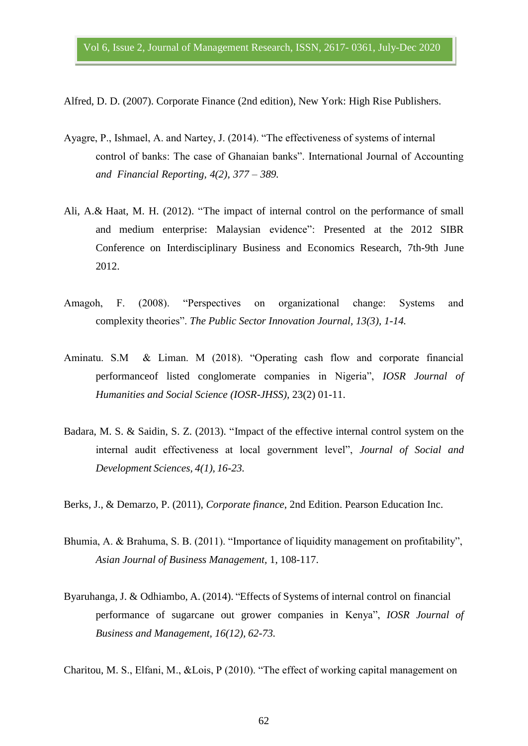Alfred, D. D. (2007). Corporate Finance (2nd edition), New York: High Rise Publishers.

Ayagre, P., Ishmael, A. and Nartey, J. (2014). "The effectiveness of systems of internal control of banks: The case of Ghanaian banks". International Journal of Accounting *and Financial Reporting, 4(2), 377 – 389.*

Ali, A.& Haat, M. H. (2012). "The impact of internal control on the performance of small and medium enterprise: Malaysian evidence": Presented at the 2012 SIBR Conference on Interdisciplinary Business and Economics Research, 7th-9th June 2012.

Amagoh, F. (2008). "Perspectives on organizational change: Systems and complexity theories". *The Public Sector Innovation Journal, 13(3), 1-14.*

Aminatu. S.M & Liman. M (2018). "Operating cash flow and corporate financial performanceof listed conglomerate companies in Nigeria", *IOSR Journal of Humanities and Social Science (IOSR-JHSS),* 23(2) 01-11.

Badara, M. S. & Saidin, S. Z. (2013). "Impact of the effective internal control system on the internal audit effectiveness at local government level", *Journal of Social and Development Sciences, 4(1), 16-23.*

Berks, J., & Demarzo, P. (2011), *Corporate finance*, 2nd Edition. Pearson Education Inc.

Bhumia, A. & Brahuma, S. B. (2011). "Importance of liquidity management on profitability", *Asian Journal of Business Management*, 1, 108-117.

Byaruhanga, J. & Odhiambo, A. (2014). "Effects of Systems of internal control on financial performance of sugarcane out grower companies in Kenya", *IOSR Journal of Business and Management, 16(12), 62-73.*

Charitou, M. S., Elfani, M., &Lois, P (2010). "The effect of working capital management on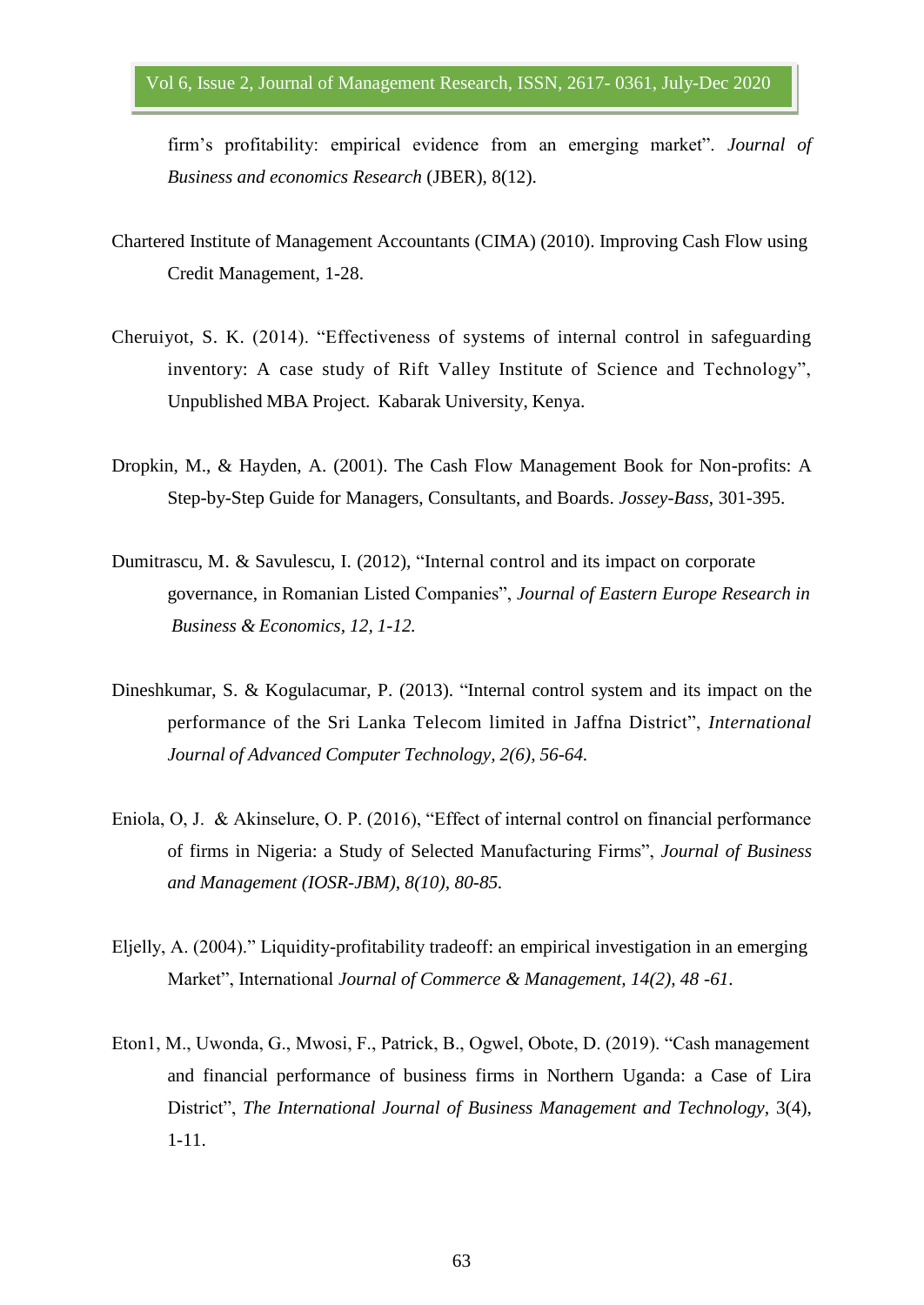firm's profitability: empirical evidence from an emerging market". *Journal of Business and economics Research* (JBER), 8(12).

Chartered Institute of Management Accountants (CIMA) (2010). Improving Cash Flow using Credit Management, 1-28.

Cheruiyot, S. K. (2014). "Effectiveness of systems of internal control in safeguarding inventory: A case study of Rift Valley Institute of Science and Technology", Unpublished MBA Project. Kabarak University, Kenya.

Dropkin, M., & Hayden, A. (2001). The Cash Flow Management Book for Non-profits: A Step-by-Step Guide for Managers, Consultants, and Boards. *Jossey-Bass*, 301-395.

Dumitrascu, M. & Savulescu, I. (2012), "Internal control and its impact on corporate governance, in Romanian Listed Companies", *Journal of Eastern Europe Research in Business & Economics, 12, 1-12.*

Dineshkumar, S. & Kogulacumar, P. (2013). "Internal control system and its impact on the performance of the Sri Lanka Telecom limited in Jaffna District", *International Journal of Advanced Computer Technology, 2(6), 56-64.*

Eniola, O, J. & Akinselure, O. P. (2016), "Effect of internal control on financial performance of firms in Nigeria: a Study of Selected Manufacturing Firms", *Journal of Business and Management (IOSR-JBM), 8(10), 80-85.*

Eljelly, A. (2004)." Liquidity-profitability tradeoff: an empirical investigation in an emerging Market", International *Journal of Commerce & Management, 14(2), 48 -61.*

Eton1, M., Uwonda, G., Mwosi, F., Patrick, B., Ogwel, Obote, D. (2019). "Cash management and financial performance of business firms in Northern Uganda: a Case of Lira District", *The International Journal of Business Management and Technology*, 3(4), 1-11.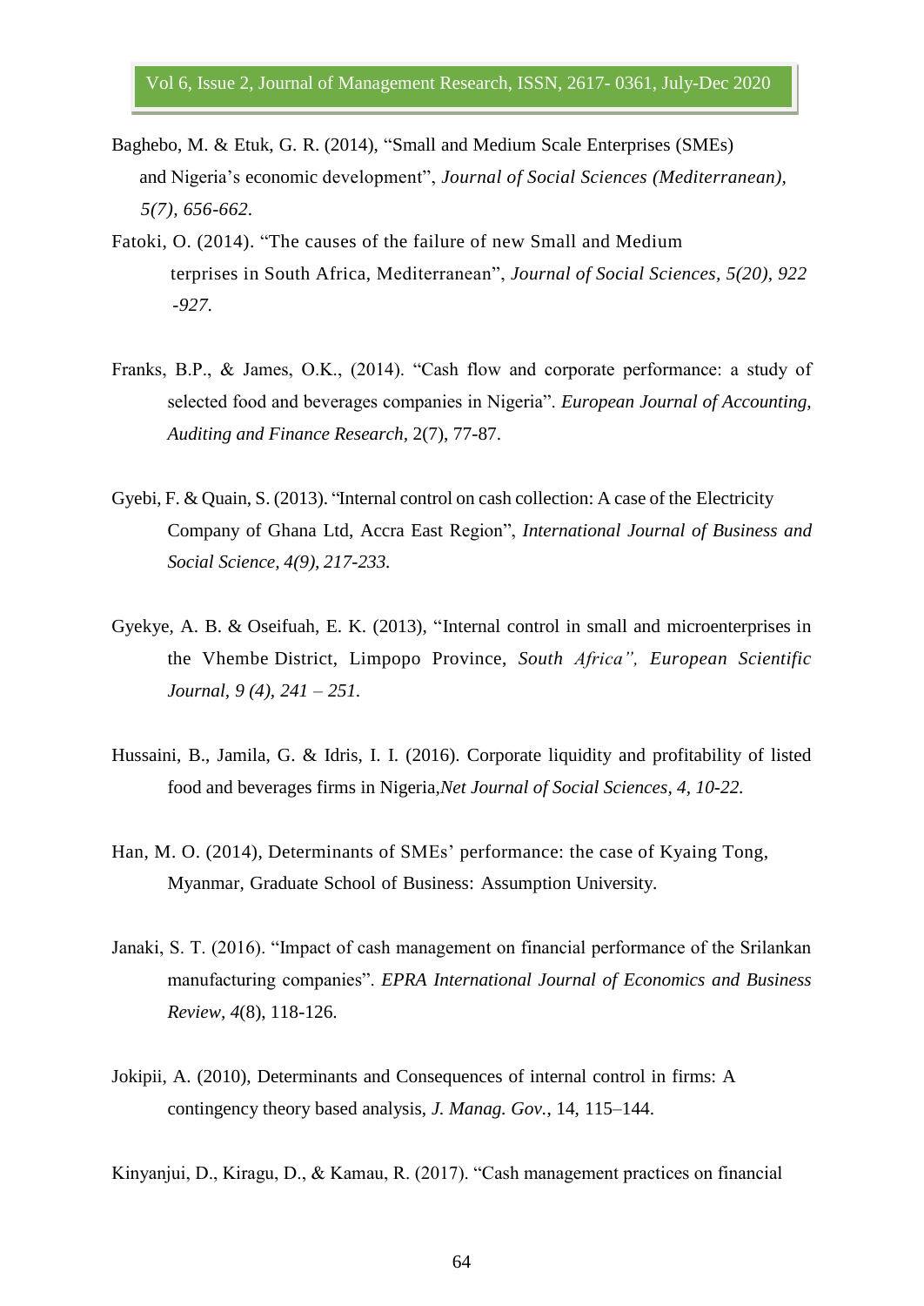Baghebo, M. & Etuk, G. R. (2014), "Small and Medium Scale Enterprises (SMEs) and Nigeria's economic development", *Journal of Social Sciences (Mediterranean), 5(7), 656-662*.

Fatoki, O. (2014). "The causes of the failure of new Small and Medium terprises in South Africa, Mediterranean", *Journal of Social Sciences, 5(20), 922 -927.*

Franks, B.P., & James, O.K., (2014). "Cash flow and corporate performance: a study of selected food and beverages companies in Nigeria". *European Journal of Accounting, Auditing and Finance Research,* 2(7), 77-87.

Gyebi, F. & Quain, S. (2013). "Internal control on cash collection: A case of the Electricity Company of Ghana Ltd, Accra East Region", *International Journal of Business and Social Science, 4(9), 217-233.*

Gyekye, A. B. & Oseifuah, E. K. (2013), "Internal control in small and microenterprises in the Vhembe District, Limpopo Province, *South Africa", European Scientific Journal, 9 (4), 241 – 251.*

Hussaini, B., Jamila, G. & Idris, I. I. (2016). Corporate liquidity and profitability of listed food and beverages firms in Nigeria,*Net Journal of Social Sciences, 4, 10-22.*

Han, M. O. (2014), Determinants of SMEs' performance: the case of Kyaing Tong, Myanmar, Graduate School of Business: Assumption University.

Janaki, S. T. (2016). "Impact of cash management on financial performance of the Srilankan manufacturing companies". *EPRA International Journal of Economics and Business Review, 4*(8), 118-126.

Jokipii, A. (2010), Determinants and Consequences of internal control in firms: A contingency theory based analysis, *J. Manag. Gov.*, 14, 115–144.

Kinyanjui, D., Kiragu, D., & Kamau, R. (2017). "Cash management practices on financial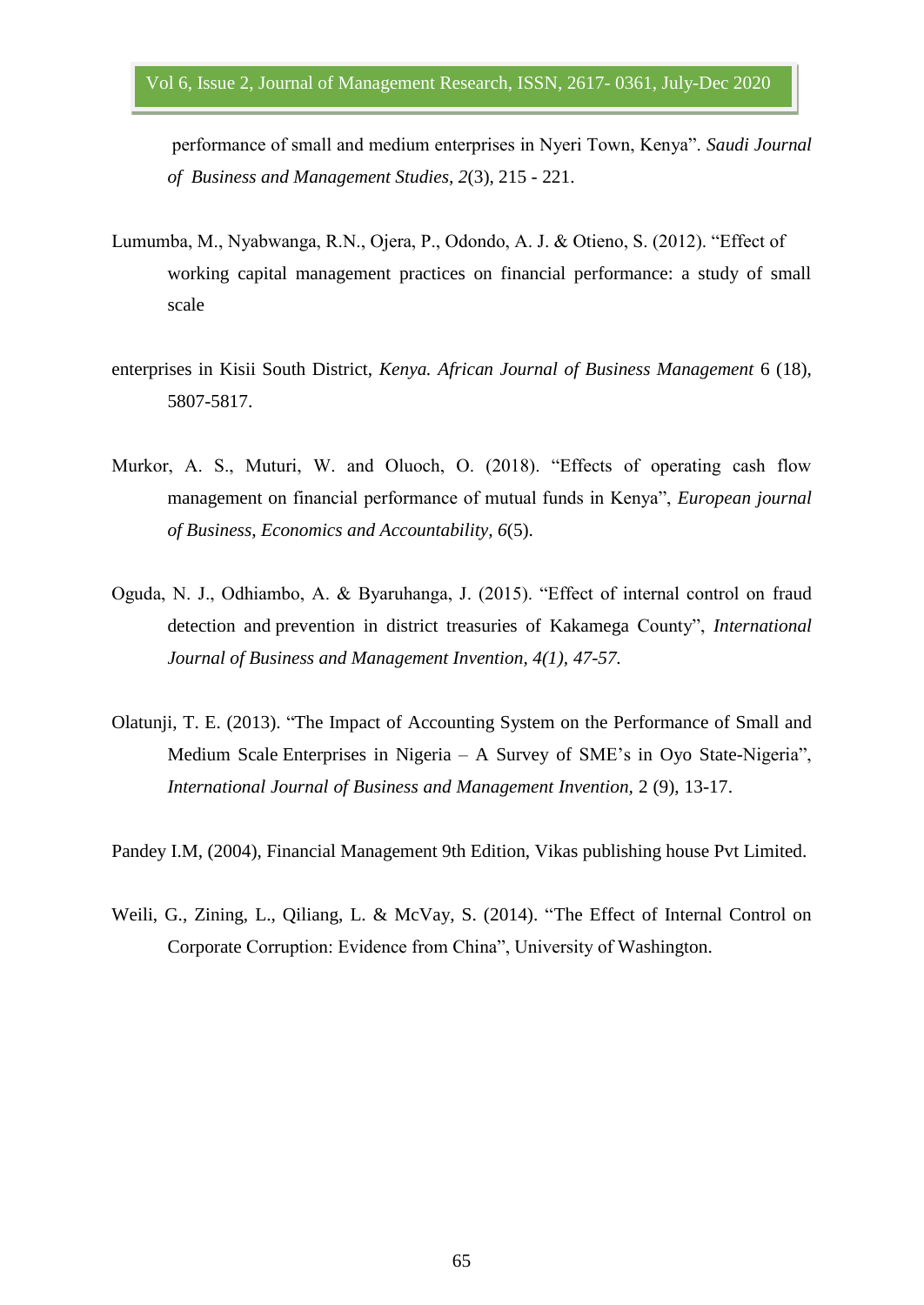performance of small and medium enterprises in Nyeri Town, Kenya". *Saudi Journal of Business and Management Studies, 2*(3), 215 - 221.

Lumumba, M., Nyabwanga, R.N., Ojera, P., Odondo, A. J. & Otieno, S. (2012). "Effect of working capital management practices on financial performance: a study of small scale

enterprises in Kisii South District, *Kenya. African Journal of Business Management* 6 (18), 5807-5817.

Murkor, A. S., Muturi, W. and Oluoch, O. (2018). "Effects of operating cash flow management on financial performance of mutual funds in Kenya", *European journal of Business, Economics and Accountability, 6*(5).

Oguda, N. J., Odhiambo, A. & Byaruhanga, J. (2015). "Effect of internal control on fraud detection and prevention in district treasuries of Kakamega County", *International Journal of Business and Management Invention, 4(1), 47-57.*

Olatunji, T. E. (2013). "The Impact of Accounting System on the Performance of Small and Medium Scale Enterprises in Nigeria – A Survey of SME's in Oyo State-Nigeria", *International Journal of Business and Management Invention,* 2 (9), 13-17.

Pandey I.M, (2004), Financial Management 9th Edition, Vikas publishing house Pvt Limited.

Weili, G., Zining, L., Qiliang, L. & McVay, S. (2014). "The Effect of Internal Control on Corporate Corruption: Evidence from China", University of Washington.